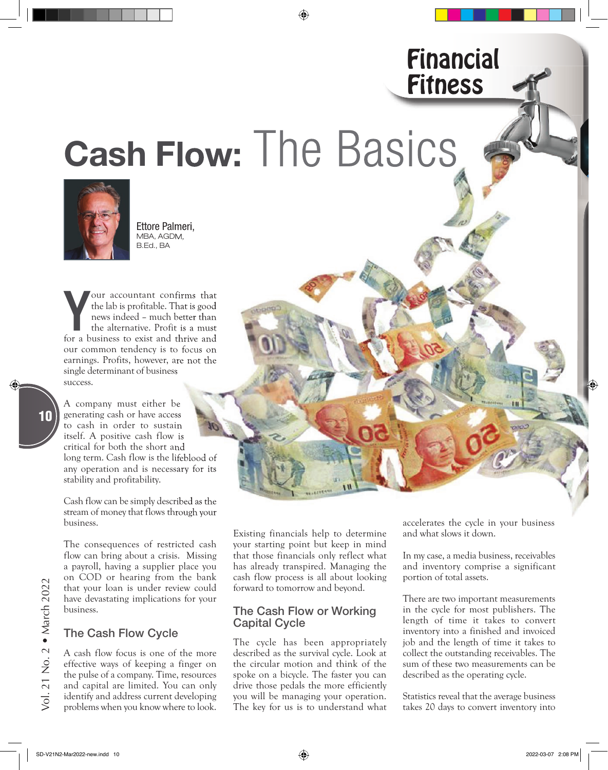Financial Fitness

# Cash Flow: The Basics

Ettore Palmeri, MBA, AGDM, B.Ed., BA

Your accountant confirms that the lab is profitable. That is good news indeed – much better than the alternative. Profit is a must for a business to exist and thrive and our common tendency is to focus on earnings. Profits, however, are not the single determinant of business success.

A company must either be generating cash or have access to cash in order to sustain itself. A positive cash flow is critical for both the short and long term. Cash flow is the lifeblood of any operation and is necessary for its stability and profitability.

Cash flow can be simply described as the stream of money that flows through your business.

The consequences of restricted cash flow can bring about a crisis. Missing a payroll, having a supplier place you on COD or hearing from the bank that your loan is under review could have devastating implications for your business.

## The Cash Flow Cycle

A cash flow focus is one of the more effective ways of keeping a finger on the pulse of a company. Time, resources and capital are limited. You can only identify and address current developing problems when you know where to look.

Existing financials help to determine your starting point but keep in mind that those financials only reflect what has already transpired. Managing the cash flow process is all about looking forward to tomorrow and beyond.

## The Cash Flow or Working Capital Cycle

The cycle has been appropriately described as the survival cycle. Look at the circular motion and think of the spoke on a bicycle. The faster you can drive those pedals the more efficiently you will be managing your operation. The key for us is to understand what accelerates the cycle in your business and what slows it down.

In my case, a media business, receivables and inventory comprise a significant portion of total assets.

There are two important measurements in the cycle for most publishers. The length of time it takes to convert inventory into a finished and invoiced job and the length of time it takes to collect the outstanding receivables. The sum of these two measurements can be described as the operating cycle.

Statistics reveal that the average business takes 20 days to convert inventory into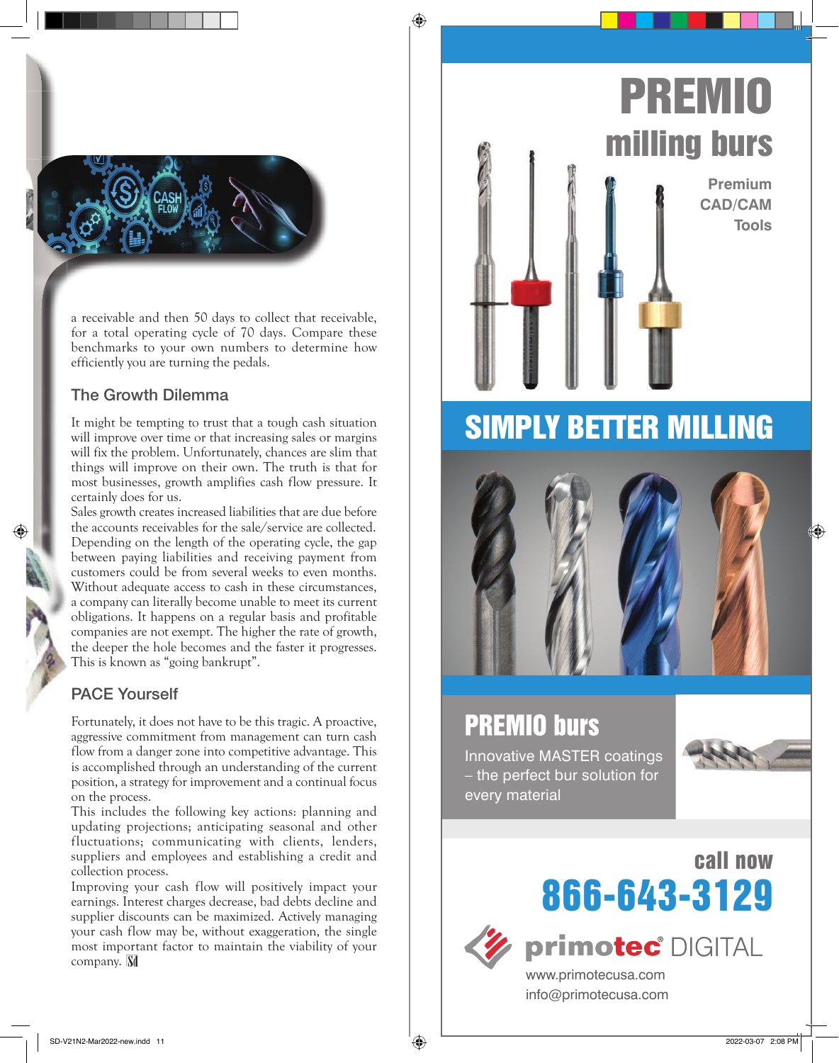a receivable and then 50 days to collect that receivable, for a total operating cycle of 70 days. Compare these benchmarks to your own numbers to determine how efficiently you are turning the pedals.

## The Growth Dilemma

It might be tempting to trust that a tough cash situation will improve over time or that increasing sales or margins will fix the problem. Unfortunately, chances are slim that things will improve on their own. The truth is that for most businesses, growth amplifies cash flow pressure. It certainly does for us.

Sales growth creates increased liabilities that are due before the accounts receivables for the sale/service are collected. Depending on the length of the operating cycle, the gap between paying liabilities and receiving payment from customers could be from several weeks to even months. Without adequate access to cash in these circumstances, a company can literally become unable to meet its current obligations. It happens on a regular basis and profitable companies are not exempt. The higher the rate of growth, the deeper the hole becomes and the faster it progresses. This is known as "going bankrupt".

## PACE Yourself

Fortunately, it does not have to be this tragic. A proactive, aggressive commitment from management can turn cash flow from a danger zone into competitive advantage. This is accomplished through an understanding of the current position, a strategy for improvement and a continual focus on the process.

This includes the following key actions: planning and updating projections; anticipating seasonal and other fluctuations; communicating with clients, lenders, suppliers and employees and establishing a credit and collection process.

Improving your cash flow will positively impact your earnings. Interest charges decrease, bad debts decline and supplier discounts can be maximized. Actively managing your cash flow may be, without exaggeration, the single most important factor to maintain the viability of your company. SD

---

# PREMIO

## milling burs

Premium CAD/CAM Tools

## SIMPLY BETTER MILLING

### PREMIO burs

Innovative MASTER coatings – the perfect bur solution for every material

call now

**866-643-3129**

primotec® DIGITAL

www.primotecusa.com

info@primotecusa.com